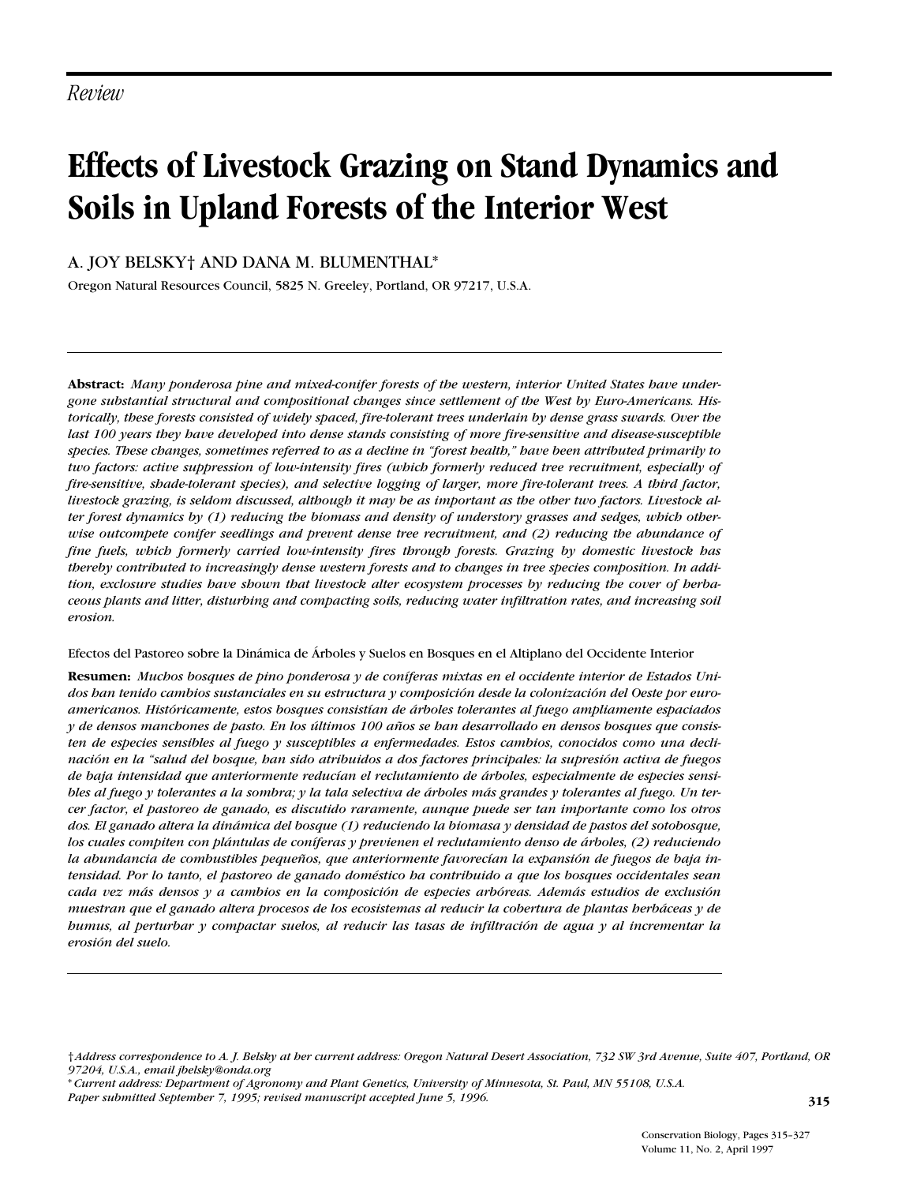*Review*

# Effects of Livestock Grazing on Stand Dynamics and Soils in Upland Forests of the Interior West

A. JOY BELSKY† AND DANA M. BLUMENTHAL*

Oregon Natural Resources Council, 5825 N. Greeley, Portland, OR 97217, U.S.A.

**Abstract:** *Many ponderosa pine and mixed-conifer forests of the western, interior United States have undergone substantial structural and compositional changes since settlement of the West by Euro-Americans. Historically, these forests consisted of widely spaced, fire-tolerant trees underlain by dense grass swards. Over the last 100 years they have developed into dense stands consisting of more fire-sensitive and disease-susceptible species. These changes, sometimes referred to as a decline in "forest health," have been attributed primarily to two factors: active suppression of low-intensity fires (which formerly reduced tree recruitment, especially of fire-sensitive, shade-tolerant species), and selective logging of larger, more fire-tolerant trees. A third factor, livestock grazing, is seldom discussed, although it may be as important as the other two factors. Livestock alter forest dynamics by (1) reducing the biomass and density of understory grasses and sedges, which otherwise outcompete conifer seedlings and prevent dense tree recruitment, and (2) reducing the abundance of fine fuels, which formerly carried low-intensity fires through forests. Grazing by domestic livestock has thereby contributed to increasingly dense western forests and to changes in tree species composition. In addition, exclosure studies have shown that livestock alter ecosystem processes by reducing the cover of herbaceous plants and litter, disturbing and compacting soils, reducing water infiltration rates, and increasing soil erosion.*

Efectos del Pastoreo sobre la Dinámica de Árboles y Suelos en Bosques en el Altiplano del Occidente Interior

**Resumen:** *Muchos bosques de pino ponderosa y de coníferas mixtas en el occidente interior de Estados Unidos han tenido cambios sustanciales en su estructura y composición desde la colonización del Oeste por euroamericanos. Históricamente, estos bosques consistían de árboles tolerantes al fuego ampliamente espaciados y de densos manchones de pasto. En los últimos 100 años se han desarrollado en densos bosques que consisten de especies sensibles al fuego y susceptibles a enfermedades. Estos cambios, conocidos como una declinación en la "salud del bosque, han sido atribuidos a dos factores principales: la supresión activa de fuegos de baja intensidad que anteriormente reducían el reclutamiento de árboles, especialmente de especies sensibles al fuego y tolerantes a la sombra; y la tala selectiva de árboles más grandes y tolerantes al fuego. Un tercer factor, el pastoreo de ganado, es discutido raramente, aunque puede ser tan importante como los otros dos. El ganado altera la dinámica del bosque (1) reduciendo la biomasa y densidad de pastos del sotobosque, los cuales compiten con plántulas de coníferas y previenen el reclutamiento denso de árboles, (2) reduciendo la abundancia de combustibles pequeños, que anteriormente favorecían la expansión de fuegos de baja intensidad. Por lo tanto, el pastoreo de ganado doméstico ha contribuido a que los bosques occidentales sean cada vez más densos y a cambios en la composición de especies arbóreas. Además estudios de exclusión muestran que el ganado altera procesos de los ecosistemas al reducir la cobertura de plantas herbáceas y de humus, al perturbar y compactar suelos, al reducir las tasas de infiltración de agua y al incrementar la erosión del suelo.*

---

†*Address correspondence to A. J. Belsky at her current address: Oregon Natural Desert Association, 732 SW 3rd Avenue, Suite 407, Portland, OR 97204, U.S.A., email jbelsky@onda.org*
*\* Current address: Department of Agronomy and Plant Genetics, University of Minnesota, St. Paul, MN 55108, U.S.A.*
*Paper submitted September 7, 1995; revised manuscript accepted June 5, 1996.*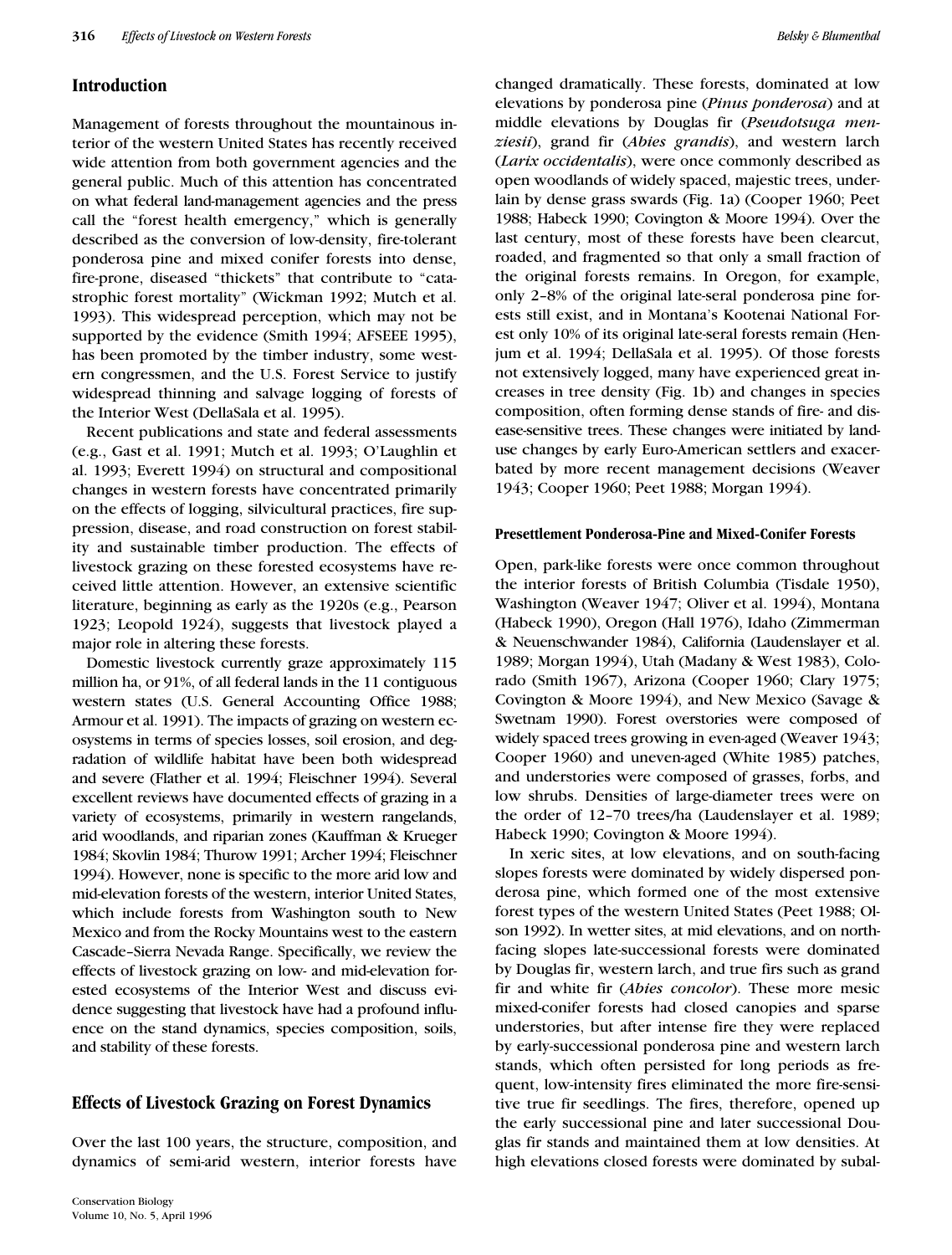## Introduction

Management of forests throughout the mountainous interior of the western United States has recently received wide attention from both government agencies and the general public. Much of this attention has concentrated on what federal land-management agencies and the press call the "forest health emergency," which is generally described as the conversion of low-density, fire-tolerant ponderosa pine and mixed conifer forests into dense, fire-prone, diseased "thickets" that contribute to "catastrophic forest mortality" (Wickman 1992; Mutch et al. 1993). This widespread perception, which may not be supported by the evidence (Smith 1994; AFSEEE 1995), has been promoted by the timber industry, some western congressmen, and the U.S. Forest Service to justify widespread thinning and salvage logging of forests of the Interior West (DellaSala et al. 1995).

Recent publications and state and federal assessments (e.g., Gast et al. 1991; Mutch et al. 1993; O'Laughlin et al. 1993; Everett 1994) on structural and compositional changes in western forests have concentrated primarily on the effects of logging, silvicultural practices, fire suppression, disease, and road construction on forest stability and sustainable timber production. The effects of livestock grazing on these forested ecosystems have received little attention. However, an extensive scientific literature, beginning as early as the 1920s (e.g., Pearson 1923; Leopold 1924), suggests that livestock played a major role in altering these forests.

Domestic livestock currently graze approximately 115 million ha, or 91%, of all federal lands in the 11 contiguous western states (U.S. General Accounting Office 1988; Armour et al. 1991). The impacts of grazing on western ecosystems in terms of species losses, soil erosion, and degradation of wildlife habitat have been both widespread and severe (Flather et al. 1994; Fleischner 1994). Several excellent reviews have documented effects of grazing in a variety of ecosystems, primarily in western rangelands, arid woodlands, and riparian zones (Kauffman & Krueger 1984; Skovlin 1984; Thurow 1991; Archer 1994; Fleischner 1994). However, none is specific to the more arid low and mid-elevation forests of the western, interior United States, which include forests from Washington south to New Mexico and from the Rocky Mountains west to the eastern Cascade–Sierra Nevada Range. Specifically, we review the effects of livestock grazing on low- and mid-elevation forested ecosystems of the Interior West and discuss evidence suggesting that livestock have had a profound influence on the stand dynamics, species composition, soils, and stability of these forests.

## Effects of Livestock Grazing on Forest Dynamics

Over the last 100 years, the structure, composition, and dynamics of semi-arid western, interior forests have changed dramatically. These forests, dominated at low elevations by ponderosa pine (*Pinus ponderosa*) and at middle elevations by Douglas fir (*Pseudotsuga menziesii*), grand fir (*Abies grandis*), and western larch (*Larix occidentalis*), were once commonly described as open woodlands of widely spaced, majestic trees, underlain by dense grass swards (Fig. 1a) (Cooper 1960; Peet 1988; Habeck 1990; Covington & Moore 1994). Over the last century, most of these forests have been clearcut, roaded, and fragmented so that only a small fraction of the original forests remains. In Oregon, for example, only 2–8% of the original late-seral ponderosa pine forests still exist, and in Montana's Kootenai National Forest only 10% of its original late-seral forests remain (Henjum et al. 1994; DellaSala et al. 1995). Of those forests not extensively logged, many have experienced great increases in tree density (Fig. 1b) and changes in species composition, often forming dense stands of fire- and disease-sensitive trees. These changes were initiated by land-use changes by early Euro-American settlers and exacerbated by more recent management decisions (Weaver 1943; Cooper 1960; Peet 1988; Morgan 1994).

### Presettlement Ponderosa-Pine and Mixed-Conifer Forests

Open, park-like forests were once common throughout the interior forests of British Columbia (Tisdale 1950), Washington (Weaver 1947; Oliver et al. 1994), Montana (Habeck 1990), Oregon (Hall 1976), Idaho (Zimmerman & Neuenschwander 1984), California (Laudenslayer et al. 1989; Morgan 1994), Utah (Madany & West 1983), Colorado (Smith 1967), Arizona (Cooper 1960; Clary 1975; Covington & Moore 1994), and New Mexico (Savage & Swetnam 1990). Forest overstories were composed of widely spaced trees growing in even-aged (Weaver 1943; Cooper 1960) and uneven-aged (White 1985) patches, and understories were composed of grasses, forbs, and low shrubs. Densities of large-diameter trees were on the order of 12–70 trees/ha (Laudenslayer et al. 1989; Habeck 1990; Covington & Moore 1994).

In xeric sites, at low elevations, and on south-facing slopes forests were dominated by widely dispersed ponderosa pine, which formed one of the most extensive forest types of the western United States (Peet 1988; Olson 1992). In wetter sites, at mid elevations, and on north-facing slopes late-successional forests were dominated by Douglas fir, western larch, and true firs such as grand fir and white fir (*Abies concolor*). These more mesic mixed-conifer forests had closed canopies and sparse understories, but after intense fire they were replaced by early-successional ponderosa pine and western larch stands, which often persisted for long periods as frequent, low-intensity fires eliminated the more fire-sensitive true fir seedlings. The fires, therefore, opened up the early successional pine and later successional Douglas fir stands and maintained them at low densities. At high elevations closed forests were dominated by subal-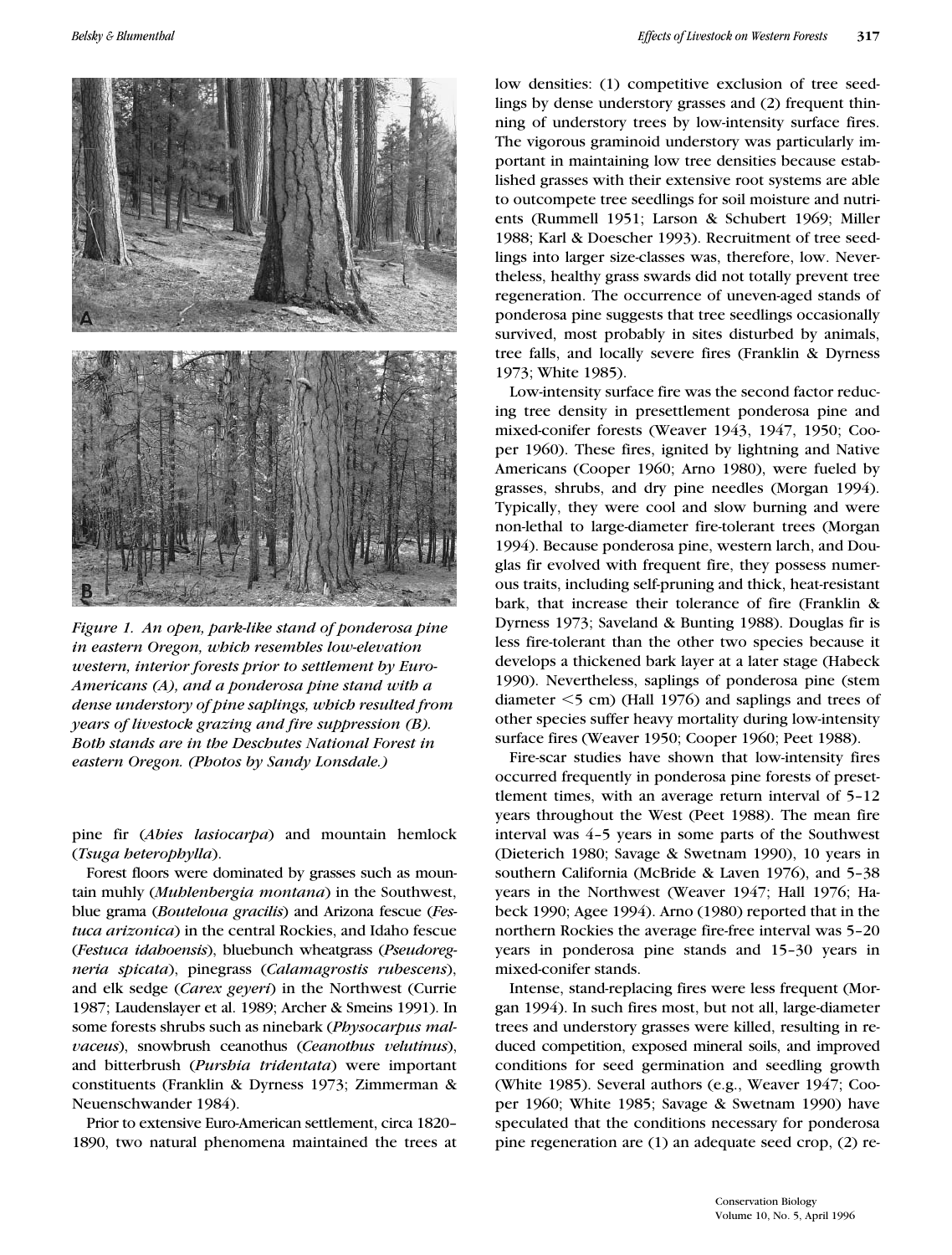*Figure 1. An open, park-like stand of ponderosa pine in eastern Oregon, which resembles low-elevation western, interior forests prior to settlement by Euro-Americans (A), and a ponderosa pine stand with a dense understory of pine saplings, which resulted from years of livestock grazing and fire suppression (B). Both stands are in the Deschutes National Forest in eastern Oregon. (Photos by Sandy Lonsdale.)*

pine fir (*Abies lasiocarpa*) and mountain hemlock (*Tsuga heterophylla*).

Forest floors were dominated by grasses such as mountain muhly (*Muhlenbergia montana*) in the Southwest, blue grama (*Bouteloua gracilis*) and Arizona fescue (*Festuca arizonica*) in the central Rockies, and Idaho fescue (*Festuca idahoensis*), bluebunch wheatgrass (*Pseudoregneria spicata*), pinegrass (*Calamagrostis rubescens*), and elk sedge (*Carex geyeri*) in the Northwest (Currie 1987; Laudenslayer et al. 1989; Archer & Smeins 1991). In some forests shrubs such as ninebark (*Physocarpus malvaceus*), snowbrush ceanothus (*Ceanothus velutinus*), and bitterbrush (*Purshia tridentata*) were important constituents (Franklin & Dyrness 1973; Zimmerman & Neuenschwander 1984).

Prior to extensive Euro-American settlement, circa 1820–1890, two natural phenomena maintained the trees at low densities: (1) competitive exclusion of tree seedlings by dense understory grasses and (2) frequent thinning of understory trees by low-intensity surface fires. The vigorous graminoid understory was particularly important in maintaining low tree densities because established grasses with their extensive root systems are able to outcompete tree seedlings for soil moisture and nutrients (Rummell 1951; Larson & Schubert 1969; Miller 1988; Karl & Doescher 1993). Recruitment of tree seedlings into larger size-classes was, therefore, low. Nevertheless, healthy grass swards did not totally prevent tree regeneration. The occurrence of uneven-aged stands of ponderosa pine suggests that tree seedlings occasionally survived, most probably in sites disturbed by animals, tree falls, and locally severe fires (Franklin & Dyrness 1973; White 1985).

Low-intensity surface fire was the second factor reducing tree density in presettlement ponderosa pine and mixed-conifer forests (Weaver 1943, 1947, 1950; Cooper 1960). These fires, ignited by lightning and Native Americans (Cooper 1960; Arno 1980), were fueled by grasses, shrubs, and dry pine needles (Morgan 1994). Typically, they were cool and slow burning and were non-lethal to large-diameter fire-tolerant trees (Morgan 1994). Because ponderosa pine, western larch, and Douglas fir evolved with frequent fire, they possess numerous traits, including self-pruning and thick, heat-resistant bark, that increase their tolerance of fire (Franklin & Dyrness 1973; Saveland & Bunting 1988). Douglas fir is less fire-tolerant than the other two species because it develops a thickened bark layer at a later stage (Habeck 1990). Nevertheless, saplings of ponderosa pine (stem diameter <5 cm) (Hall 1976) and saplings and trees of other species suffer heavy mortality during low-intensity surface fires (Weaver 1950; Cooper 1960; Peet 1988).

Fire-scar studies have shown that low-intensity fires occurred frequently in ponderosa pine forests of presettlement times, with an average return interval of 5–12 years throughout the West (Peet 1988). The mean fire interval was 4–5 years in some parts of the Southwest (Dieterich 1980; Savage & Swetnam 1990), 10 years in southern California (McBride & Laven 1976), and 5–38 years in the Northwest (Weaver 1947; Hall 1976; Habeck 1990; Agee 1994). Arno (1980) reported that in the northern Rockies the average fire-free interval was 5–20 years in ponderosa pine stands and 15–30 years in mixed-conifer stands.

Intense, stand-replacing fires were less frequent (Morgan 1994). In such fires most, but not all, large-diameter trees and understory grasses were killed, resulting in reduced competition, exposed mineral soils, and improved conditions for seed germination and seedling growth (White 1985). Several authors (e.g., Weaver 1947; Cooper 1960; White 1985; Savage & Swetnam 1990) have speculated that the conditions necessary for ponderosa pine regeneration are (1) an adequate seed crop, (2) re-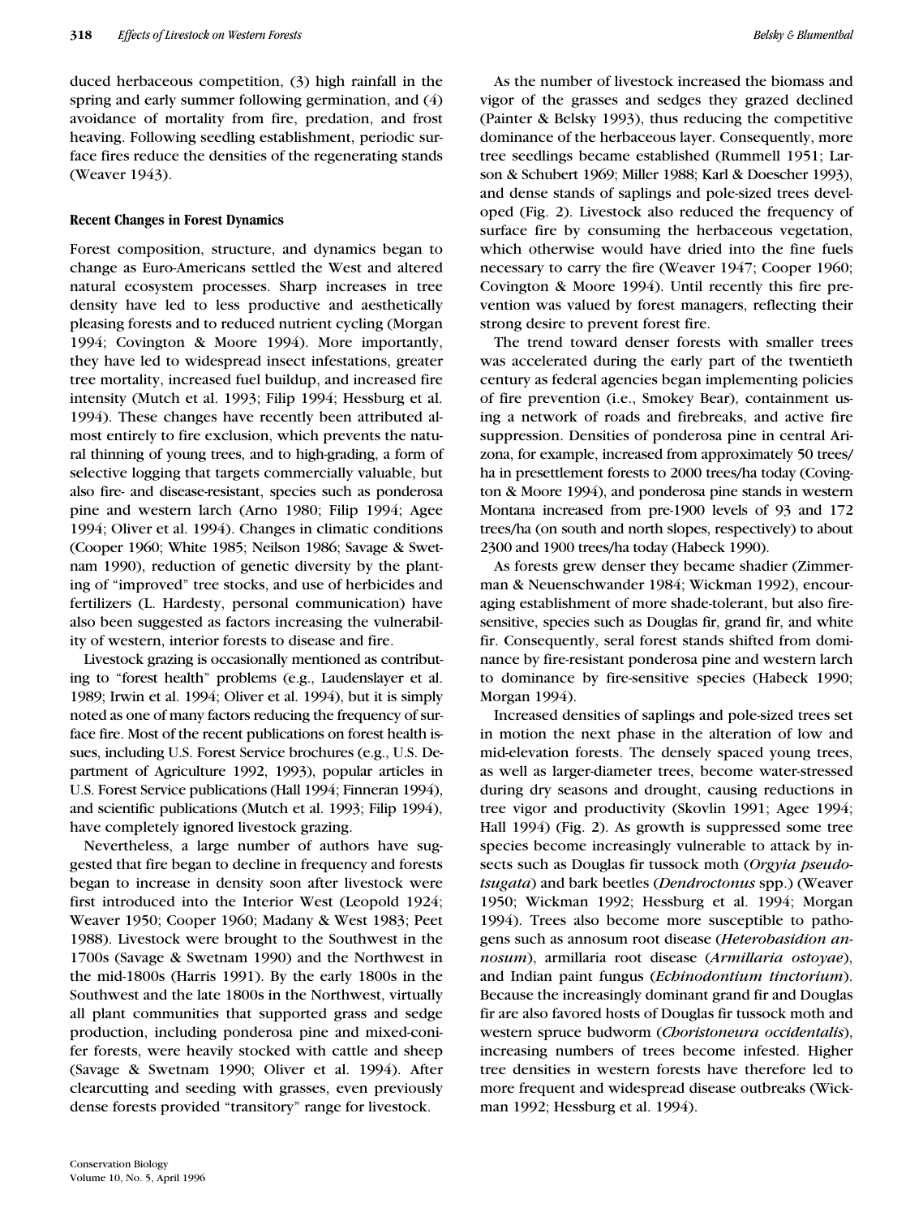duced herbaceous competition, (3) high rainfall in the spring and early summer following germination, and (4) avoidance of mortality from fire, predation, and frost heaving. Following seedling establishment, periodic surface fires reduce the densities of the regenerating stands (Weaver 1943).

### Recent Changes in Forest Dynamics

Forest composition, structure, and dynamics began to change as Euro-Americans settled the West and altered natural ecosystem processes. Sharp increases in tree density have led to less productive and aesthetically pleasing forests and to reduced nutrient cycling (Morgan 1994; Covington & Moore 1994). More importantly, they have led to widespread insect infestations, greater tree mortality, increased fuel buildup, and increased fire intensity (Mutch et al. 1993; Filip 1994; Hessburg et al. 1994). These changes have recently been attributed almost entirely to fire exclusion, which prevents the natural thinning of young trees, and to high-grading, a form of selective logging that targets commercially valuable, but also fire- and disease-resistant, species such as ponderosa pine and western larch (Arno 1980; Filip 1994; Agee 1994; Oliver et al. 1994). Changes in climatic conditions (Cooper 1960; White 1985; Neilson 1986; Savage & Swetnam 1990), reduction of genetic diversity by the planting of "improved" tree stocks, and use of herbicides and fertilizers (L. Hardesty, personal communication) have also been suggested as factors increasing the vulnerability of western, interior forests to disease and fire.

Livestock grazing is occasionally mentioned as contributing to "forest health" problems (e.g., Laudenslayer et al. 1989; Irwin et al. 1994; Oliver et al. 1994), but it is simply noted as one of many factors reducing the frequency of surface fire. Most of the recent publications on forest health issues, including U.S. Forest Service brochures (e.g., U.S. Department of Agriculture 1992, 1993), popular articles in U.S. Forest Service publications (Hall 1994; Finneran 1994), and scientific publications (Mutch et al. 1993; Filip 1994), have completely ignored livestock grazing.

Nevertheless, a large number of authors have suggested that fire began to decline in frequency and forests began to increase in density soon after livestock were first introduced into the Interior West (Leopold 1924; Weaver 1950; Cooper 1960; Madany & West 1983; Peet 1988). Livestock were brought to the Southwest in the 1700s (Savage & Swetnam 1990) and the Northwest in the mid-1800s (Harris 1991). By the early 1800s in the Southwest and the late 1800s in the Northwest, virtually all plant communities that supported grass and sedge production, including ponderosa pine and mixed-conifer forests, were heavily stocked with cattle and sheep (Savage & Swetnam 1990; Oliver et al. 1994). After clearcutting and seeding with grasses, even previously dense forests provided "transitory" range for livestock.

As the number of livestock increased the biomass and vigor of the grasses and sedges they grazed declined (Painter & Belsky 1993), thus reducing the competitive dominance of the herbaceous layer. Consequently, more tree seedlings became established (Rummell 1951; Larson & Schubert 1969; Miller 1988; Karl & Doescher 1993), and dense stands of saplings and pole-sized trees developed (Fig. 2). Livestock also reduced the frequency of surface fire by consuming the herbaceous vegetation, which otherwise would have dried into the fine fuels necessary to carry the fire (Weaver 1947; Cooper 1960; Covington & Moore 1994). Until recently this fire prevention was valued by forest managers, reflecting their strong desire to prevent forest fire.

The trend toward denser forests with smaller trees was accelerated during the early part of the twentieth century as federal agencies began implementing policies of fire prevention (i.e., Smokey Bear), containment using a network of roads and firebreaks, and active fire suppression. Densities of ponderosa pine in central Arizona, for example, increased from approximately 50 trees/ha in presettlement forests to 2000 trees/ha today (Covington & Moore 1994), and ponderosa pine stands in western Montana increased from pre-1900 levels of 93 and 172 trees/ha (on south and north slopes, respectively) to about 2300 and 1900 trees/ha today (Habeck 1990).

As forests grew denser they became shadier (Zimmerman & Neuenschwander 1984; Wickman 1992), encouraging establishment of more shade-tolerant, but also fire-sensitive, species such as Douglas fir, grand fir, and white fir. Consequently, seral forest stands shifted from dominance by fire-resistant ponderosa pine and western larch to dominance by fire-sensitive species (Habeck 1990; Morgan 1994).

Increased densities of saplings and pole-sized trees set in motion the next phase in the alteration of low and mid-elevation forests. The densely spaced young trees, as well as larger-diameter trees, become water-stressed during dry seasons and drought, causing reductions in tree vigor and productivity (Skovlin 1991; Agee 1994; Hall 1994) (Fig. 2). As growth is suppressed some tree species become increasingly vulnerable to attack by insects such as Douglas fir tussock moth (*Orgyia pseudotsugata*) and bark beetles (*Dendroctonus* spp.) (Weaver 1950; Wickman 1992; Hessburg et al. 1994; Morgan 1994). Trees also become more susceptible to pathogens such as annosum root disease (*Heterobasidion annosum*), armillaria root disease (*Armillaria ostoyae*), and Indian paint fungus (*Echinodontium tinctorium*). Because the increasingly dominant grand fir and Douglas fir are also favored hosts of Douglas fir tussock moth and western spruce budworm (*Choristoneura occidentalis*), increasing numbers of trees become infested. Higher tree densities in western forests have therefore led to more frequent and widespread disease outbreaks (Wickman 1992; Hessburg et al. 1994).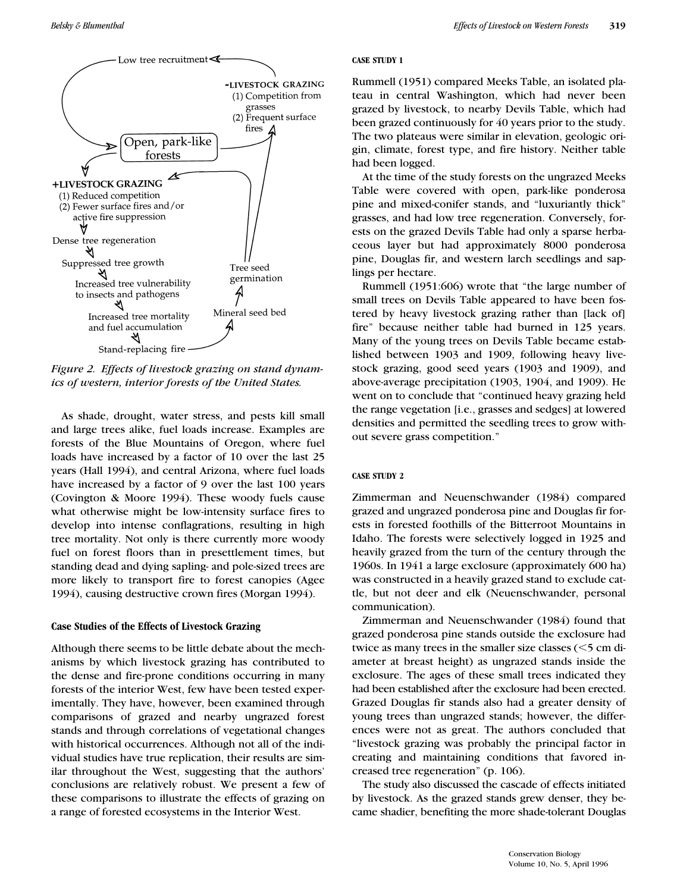Figure 2. *Effects of livestock grazing on stand dynamics of western, interior forests of the United States.*

As shade, drought, water stress, and pests kill small and large trees alike, fuel loads increase. Examples are forests of the Blue Mountains of Oregon, where fuel loads have increased by a factor of 10 over the last 25 years (Hall 1994), and central Arizona, where fuel loads have increased by a factor of 9 over the last 100 years (Covington & Moore 1994). These woody fuels cause what otherwise might be low-intensity surface fires to develop into intense conflagrations, resulting in high tree mortality. Not only is there currently more woody fuel on forest floors than in presettlement times, but standing dead and dying sapling- and pole-sized trees are more likely to transport fire to forest canopies (Agee 1994), causing destructive crown fires (Morgan 1994).

## Case Studies of the Effects of Livestock Grazing

Although there seems to be little debate about the mechanisms by which livestock grazing has contributed to the dense and fire-prone conditions occurring in many forests of the interior West, few have been tested experimentally. They have, however, been examined through comparisons of grazed and nearby ungrazed forest stands and through correlations of vegetational changes with historical occurrences. Although not all of the individual studies have true replication, their results are similar throughout the West, suggesting that the authors' conclusions are relatively robust. We present a few of these comparisons to illustrate the effects of grazing on a range of forested ecosystems in the Interior West.

### CASE STUDY 1

Rummell (1951) compared Meeks Table, an isolated plateau in central Washington, which had never been grazed by livestock, to nearby Devils Table, which had been grazed continuously for 40 years prior to the study. The two plateaus were similar in elevation, geologic origin, climate, forest type, and fire history. Neither table had been logged.

At the time of the study forests on the ungrazed Meeks Table were covered with open, park-like ponderosa pine and mixed-conifer stands, and "luxuriantly thick" grasses, and had low tree regeneration. Conversely, forests on the grazed Devils Table had only a sparse herbaceous layer but had approximately 8000 ponderosa pine, Douglas fir, and western larch seedlings and saplings per hectare.

Rummell (1951:606) wrote that "the large number of small trees on Devils Table appeared to have been fostered by heavy livestock grazing rather than [lack of] fire" because neither table had burned in 125 years. Many of the young trees on Devils Table became established between 1903 and 1909, following heavy livestock grazing, good seed years (1903 and 1909), and above-average precipitation (1903, 1904, and 1909). He went on to conclude that "continued heavy grazing held the range vegetation [i.e., grasses and sedges] at lowered densities and permitted the seedling trees to grow without severe grass competition."

### CASE STUDY 2

Zimmerman and Neuenschwander (1984) compared grazed and ungrazed ponderosa pine and Douglas fir forests in forested foothills of the Bitterroot Mountains in Idaho. The forests were selectively logged in 1925 and heavily grazed from the turn of the century through the 1960s. In 1941 a large exclosure (approximately 600 ha) was constructed in a heavily grazed stand to exclude cattle, but not deer and elk (Neuenschwander, personal communication).

Zimmerman and Neuenschwander (1984) found that grazed ponderosa pine stands outside the exclosure had twice as many trees in the smaller size classes (<5 cm diameter at breast height) as ungrazed stands inside the exclosure. The ages of these small trees indicated they had been established after the exclosure had been erected. Grazed Douglas fir stands also had a greater density of young trees than ungrazed stands; however, the differences were not as great. The authors concluded that "livestock grazing was probably the principal factor in creating and maintaining conditions that favored increased tree regeneration" (p. 106).

The study also discussed the cascade of effects initiated by livestock. As the grazed stands grew denser, they became shadier, benefiting the more shade-tolerant Douglas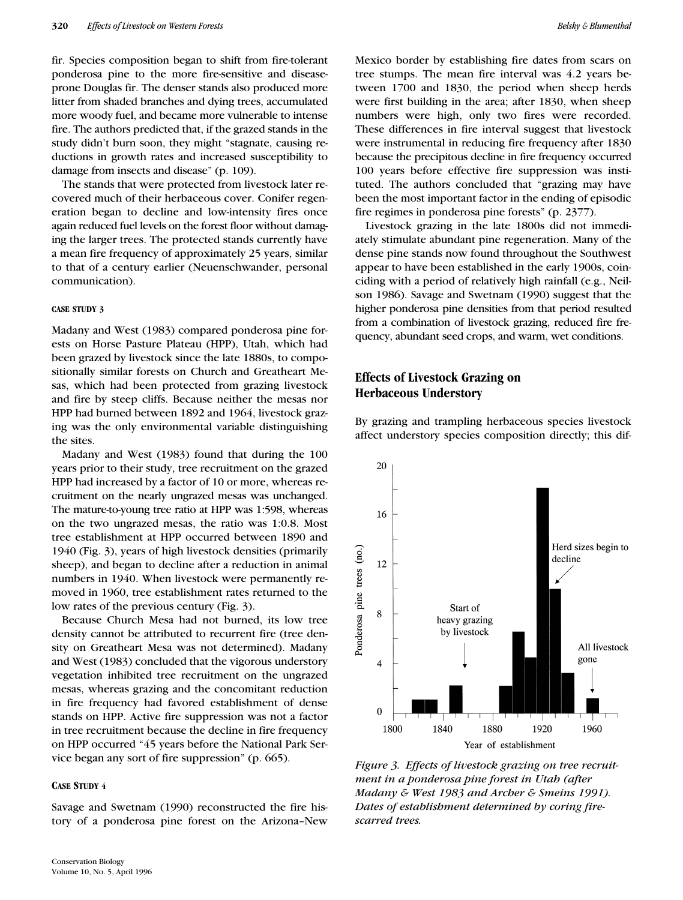fir. Species composition began to shift from fire-tolerant ponderosa pine to the more fire-sensitive and disease-prone Douglas fir. The denser stands also produced more litter from shaded branches and dying trees, accumulated more woody fuel, and became more vulnerable to intense fire. The authors predicted that, if the grazed stands in the study didn't burn soon, they might "stagnate, causing reductions in growth rates and increased susceptibility to damage from insects and disease" (p. 109).

The stands that were protected from livestock later recovered much of their herbaceous cover. Conifer regeneration began to decline and low-intensity fires once again reduced fuel levels on the forest floor without damaging the larger trees. The protected stands currently have a mean fire frequency of approximately 25 years, similar to that of a century earlier (Neuenschwander, personal communication).

#### Case Study 3

Madany and West (1983) compared ponderosa pine forests on Horse Pasture Plateau (HPP), Utah, which had been grazed by livestock since the late 1880s, to compositionally similar forests on Church and Greatheart Mesas, which had been protected from grazing livestock and fire by steep cliffs. Because neither the mesas nor HPP had burned between 1892 and 1964, livestock grazing was the only environmental variable distinguishing the sites.

Madany and West (1983) found that during the 100 years prior to their study, tree recruitment on the grazed HPP had increased by a factor of 10 or more, whereas recruitment on the nearly ungrazed mesas was unchanged. The mature-to-young tree ratio at HPP was 1:598, whereas on the two ungrazed mesas, the ratio was 1:0.8. Most tree establishment at HPP occurred between 1890 and 1940 (Fig. 3), years of high livestock densities (primarily sheep), and began to decline after a reduction in animal numbers in 1940. When livestock were permanently removed in 1960, tree establishment rates returned to the low rates of the previous century (Fig. 3).

Because Church Mesa had not burned, its low tree density cannot be attributed to recurrent fire (tree density on Greatheart Mesa was not determined). Madany and West (1983) concluded that the vigorous understory vegetation inhibited tree recruitment on the ungrazed mesas, whereas grazing and the concomitant reduction in fire frequency had favored establishment of dense stands on HPP. Active fire suppression was not a factor in tree recruitment because the decline in fire frequency on HPP occurred "45 years before the National Park Service began any sort of fire suppression" (p. 665).

#### Case Study 4

Savage and Swetnam (1990) reconstructed the fire history of a ponderosa pine forest on the Arizona–New Mexico border by establishing fire dates from scars on tree stumps. The mean fire interval was 4.2 years between 1700 and 1830, the period when sheep herds were first building in the area; after 1830, when sheep numbers were high, only two fires were recorded. These differences in fire interval suggest that livestock were instrumental in reducing fire frequency after 1830 because the precipitous decline in fire frequency occurred 100 years before effective fire suppression was instituted. The authors concluded that "grazing may have been the most important factor in the ending of episodic fire regimes in ponderosa pine forests" (p. 2377).

Livestock grazing in the late 1800s did not immediately stimulate abundant pine regeneration. Many of the dense pine stands now found throughout the Southwest appear to have been established in the early 1900s, coinciding with a period of relatively high rainfall (e.g., Neilson 1986). Savage and Swetnam (1990) suggest that the higher ponderosa pine densities from that period resulted from a combination of livestock grazing, reduced fire frequency, abundant seed crops, and warm, wet conditions.

## Effects of Livestock Grazing on Herbaceous Understory

By grazing and trampling herbaceous species livestock affect understory species composition directly; this dif-

*Figure 3. Effects of livestock grazing on tree recruitment in a ponderosa pine forest in Utah (after Madany & West 1983 and Archer & Smeins 1991). Dates of establishment determined by coring fire-scarred trees.*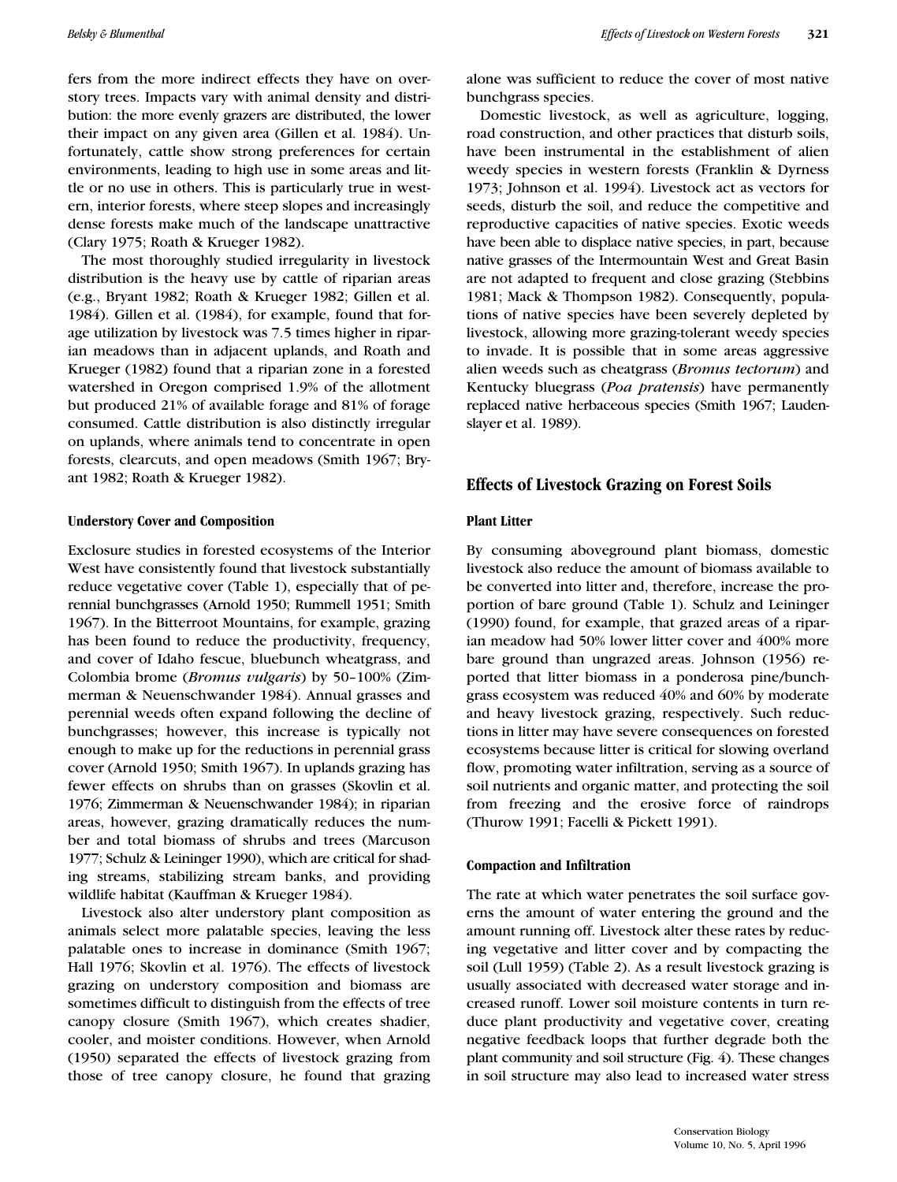fers from the more indirect effects they have on overstory trees. Impacts vary with animal density and distribution: the more evenly grazers are distributed, the lower their impact on any given area (Gillen et al. 1984). Unfortunately, cattle show strong preferences for certain environments, leading to high use in some areas and little or no use in others. This is particularly true in western, interior forests, where steep slopes and increasingly dense forests make much of the landscape unattractive (Clary 1975; Roath & Krueger 1982).

The most thoroughly studied irregularity in livestock distribution is the heavy use by cattle of riparian areas (e.g., Bryant 1982; Roath & Krueger 1982; Gillen et al. 1984). Gillen et al. (1984), for example, found that forage utilization by livestock was 7.5 times higher in riparian meadows than in adjacent uplands, and Roath and Krueger (1982) found that a riparian zone in a forested watershed in Oregon comprised 1.9% of the allotment but produced 21% of available forage and 81% of forage consumed. Cattle distribution is also distinctly irregular on uplands, where animals tend to concentrate in open forests, clearcuts, and open meadows (Smith 1967; Bryant 1982; Roath & Krueger 1982).

#### Understory Cover and Composition

Exclosure studies in forested ecosystems of the Interior West have consistently found that livestock substantially reduce vegetative cover (Table 1), especially that of perennial bunchgrasses (Arnold 1950; Rummell 1951; Smith 1967). In the Bitterroot Mountains, for example, grazing has been found to reduce the productivity, frequency, and cover of Idaho fescue, bluebunch wheatgrass, and Colombia brome (*Bromus vulgaris*) by 50–100% (Zimmerman & Neuenschwander 1984). Annual grasses and perennial weeds often expand following the decline of bunchgrasses; however, this increase is typically not enough to make up for the reductions in perennial grass cover (Arnold 1950; Smith 1967). In uplands grazing has fewer effects on shrubs than on grasses (Skovlin et al. 1976; Zimmerman & Neuenschwander 1984); in riparian areas, however, grazing dramatically reduces the number and total biomass of shrubs and trees (Marcuson 1977; Schulz & Leininger 1990), which are critical for shading streams, stabilizing stream banks, and providing wildlife habitat (Kauffman & Krueger 1984).

Livestock also alter understory plant composition as animals select more palatable species, leaving the less palatable ones to increase in dominance (Smith 1967; Hall 1976; Skovlin et al. 1976). The effects of livestock grazing on understory composition and biomass are sometimes difficult to distinguish from the effects of tree canopy closure (Smith 1967), which creates shadier, cooler, and moister conditions. However, when Arnold (1950) separated the effects of livestock grazing from those of tree canopy closure, he found that grazing alone was sufficient to reduce the cover of most native bunchgrass species.

Domestic livestock, as well as agriculture, logging, road construction, and other practices that disturb soils, have been instrumental in the establishment of alien weedy species in western forests (Franklin & Dyrness 1973; Johnson et al. 1994). Livestock act as vectors for seeds, disturb the soil, and reduce the competitive and reproductive capacities of native species. Exotic weeds have been able to displace native species, in part, because native grasses of the Intermountain West and Great Basin are not adapted to frequent and close grazing (Stebbins 1981; Mack & Thompson 1982). Consequently, populations of native species have been severely depleted by livestock, allowing more grazing-tolerant weedy species to invade. It is possible that in some areas aggressive alien weeds such as cheatgrass (*Bromus tectorum*) and Kentucky bluegrass (*Poa pratensis*) have permanently replaced native herbaceous species (Smith 1967; Laudenslayer et al. 1989).

## Effects of Livestock Grazing on Forest Soils

#### Plant Litter

By consuming aboveground plant biomass, domestic livestock also reduce the amount of biomass available to be converted into litter and, therefore, increase the proportion of bare ground (Table 1). Schulz and Leininger (1990) found, for example, that grazed areas of a riparian meadow had 50% lower litter cover and 400% more bare ground than ungrazed areas. Johnson (1956) reported that litter biomass in a ponderosa pine/bunchgrass ecosystem was reduced 40% and 60% by moderate and heavy livestock grazing, respectively. Such reductions in litter may have severe consequences on forested ecosystems because litter is critical for slowing overland flow, promoting water infiltration, serving as a source of soil nutrients and organic matter, and protecting the soil from freezing and the erosive force of raindrops (Thurow 1991; Facelli & Pickett 1991).

#### Compaction and Infiltration

The rate at which water penetrates the soil surface governs the amount of water entering the ground and the amount running off. Livestock alter these rates by reducing vegetative and litter cover and by compacting the soil (Lull 1959) (Table 2). As a result livestock grazing is usually associated with decreased water storage and increased runoff. Lower soil moisture contents in turn reduce plant productivity and vegetative cover, creating negative feedback loops that further degrade both the plant community and soil structure (Fig. 4). These changes in soil structure may also lead to increased water stress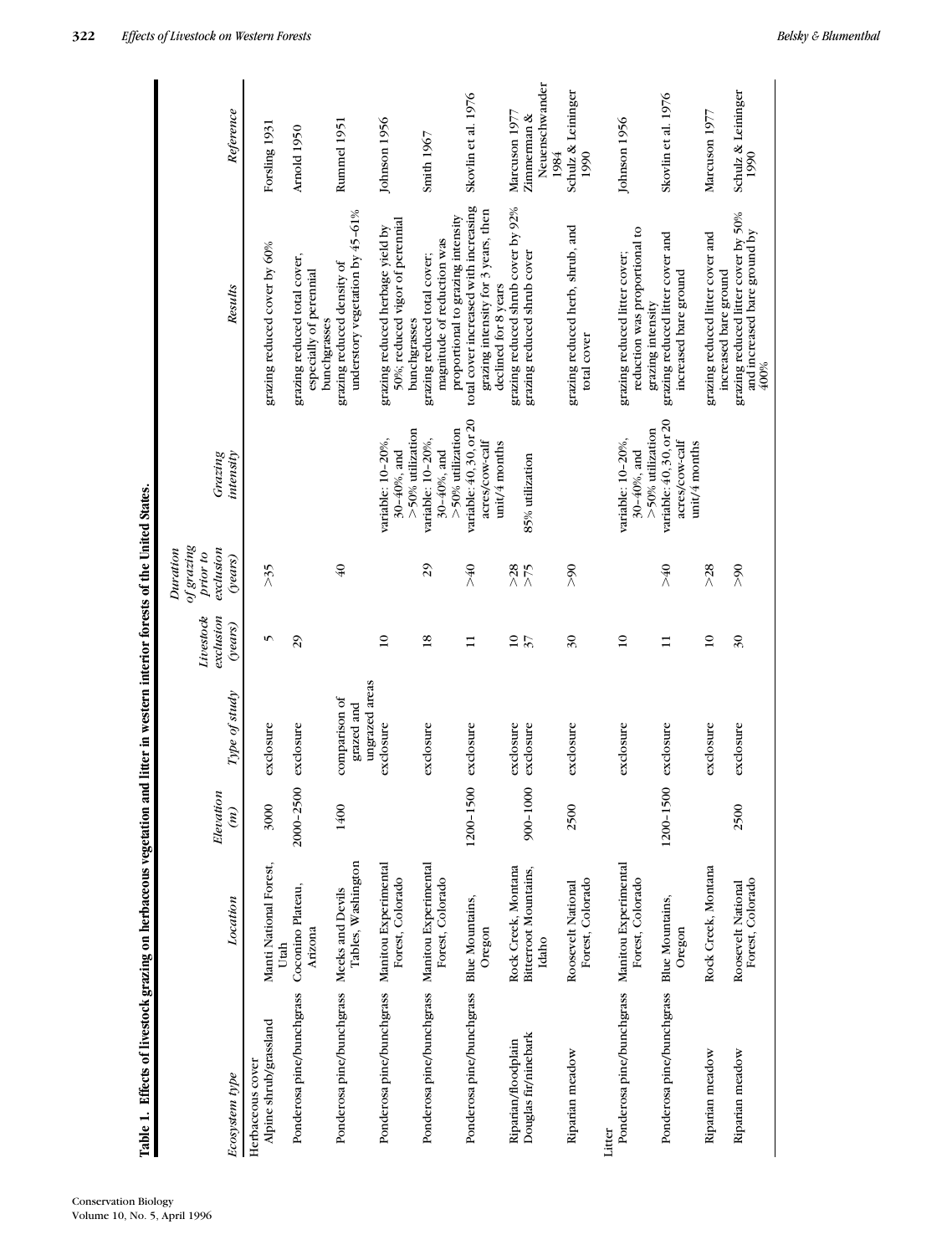**Table 1. Effects of livestock grazing on herbaceous vegetation and litter in western interior forests of the United States.**

| Ecosystem type | Location | Elevation (m) | Type of study | Livestock exclusion (years) | Duration of grazing prior to exclusion (years) | Grazing intensity | Results | Reference |
|---|---|---|---|---|---|---|---|---|
| Herbaceous cover | | | | | | | | |
| Alpine shrub/grassland | Manti National Forest, Utah | 3000 | exclosure | 5 | >35 | | grazing reduced cover by 60% | Forsling 1931 |
| Ponderosa pine/bunchgrass | Coconino Plateau, Arizona | 2000–2500 | exclosure | 29 | | | grazing reduced total cover, especially of perennial bunchgrasses | Arnold 1950 |
| Ponderosa pine/bunchgrass | Meeks and Devils Tables, Washington | 1400 | comparison of grazed and ungrazed areas | | 40 | | grazing reduced density of understory vegetation by 45–61% | Rummel 1951 |
| Ponderosa pine/bunchgrass | Manitou Experimental Forest, Colorado | | exclosure | 10 | | variable: 10–20%, 30–40%, and >50% utilization | grazing reduced herbage yield by 50%; reduced vigor of perennial bunchgrasses | Johnson 1956 |
| Ponderosa pine/bunchgrass | Manitou Experimental Forest, Colorado | | exclosure | 18 | 29 | variable: 10–20%, 30–40%, and >50% utilization | grazing reduced total cover; magnitude of reduction was proportional to grazing intensity | Smith 1967 |
| Ponderosa pine/bunchgrass | Blue Mountains, Oregon | 1200–1500 | exclosure | 11 | >40 | variable: 40, 30, or 20 acres/cow-calf unit/4 months | total cover increased with increasing grazing intensity for 3 years, then declined for 8 years | Skovlin et al. 1976 |
| Riparian/floodplain | Rock Creek, Montana | | exclosure | 10 | >28 | | grazing reduced shrub cover by 92% | Marcuson 1977 |
| Douglas fir/ninebark | Bitterroot Mountains, Idaho | 900–1000 | exclosure | 37 | >75 | 85% utilization | grazing reduced shrub cover | Zimmerman & Neuenschwander 1984 |
| Riparian meadow | Roosevelt National Forest, Colorado | 2500 | exclosure | 30 | >90 | | grazing reduced herb, shrub, and total cover | Schulz & Leininger 1990 |
| Litter | | | | | | | | |
| Ponderosa pine/bunchgrass | Manitou Experimental Forest, Colorado | | exclosure | 10 | | variable: 10–20%, 30–40%, and >50% utilization | grazing reduced litter cover; reduction was proportional to grazing intensity | Johnson 1956 |
| Ponderosa pine/bunchgrass | Blue Mountains, Oregon | 1200–1500 | exclosure | 11 | >40 | variable: 40, 30, or 20 acres/cow-calf unit/4 months | grazing reduced litter cover and increased bare ground | Skovlin et al. 1976 |
| Riparian meadow | Rock Creek, Montana | | exclosure | 10 | >28 | | grazing reduced litter cover and increased bare ground | Marcuson 1977 |
| Riparian meadow | Roosevelt National Forest, Colorado | 2500 | exclosure | 30 | >90 | | grazing reduced litter cover by 50% and increased bare ground by 400% | Schulz & Leininger 1990 |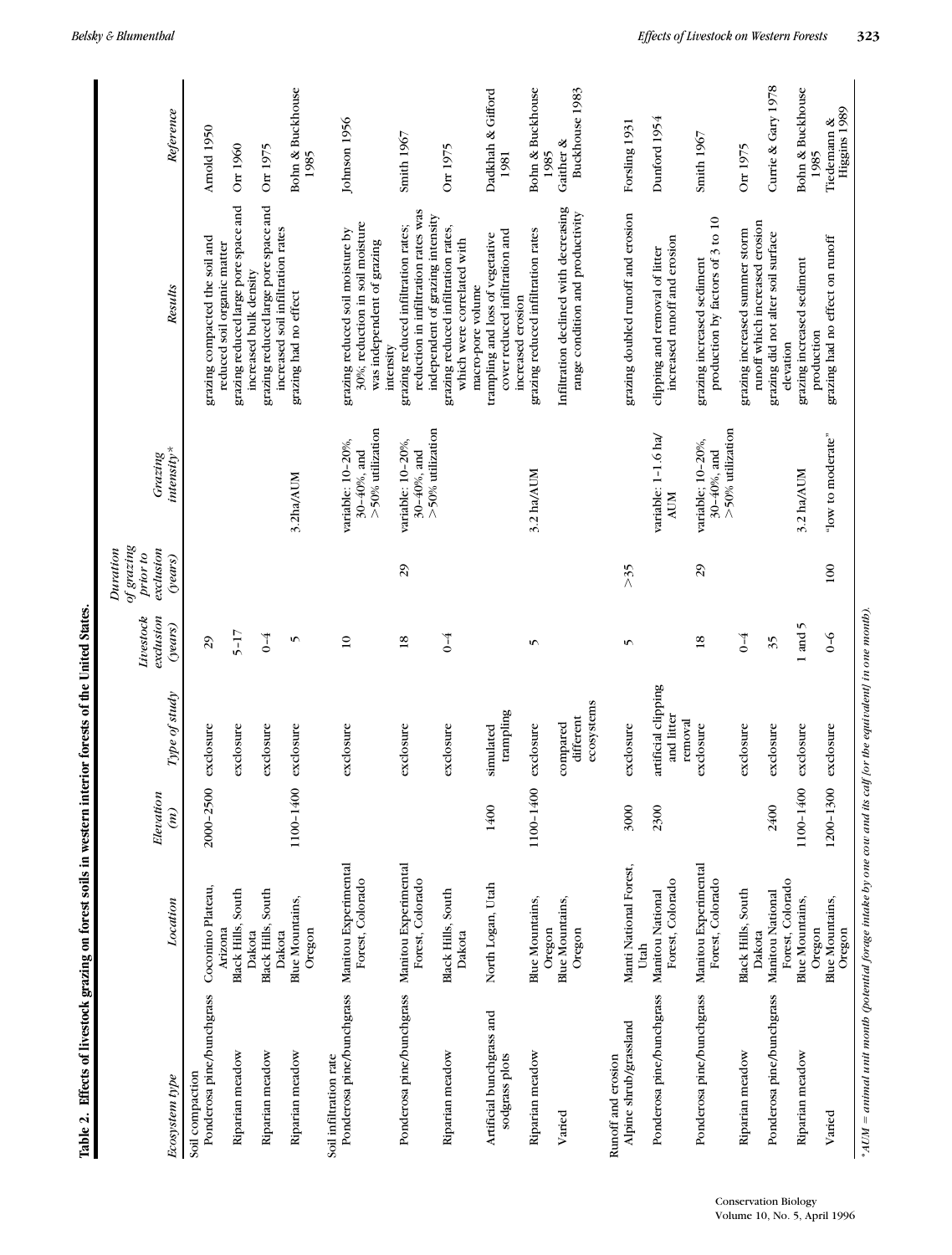**Table 2. Effects of livestock grazing on forest soils in western interior forests of the United States.**

| Ecosystem type | Location | Elevation (m) | Type of study | Livestock exclusion (years) | Duration of grazing prior to exclusion (years) | Grazing intensity* | Results | Reference |
|---|---|---|---|---|---|---|---|---|
| *Soil compaction* | | | | | | | | |
| Ponderosa pine/bunchgrass | Coconino Plateau, Arizona | 2000–2500 | exclosure | 29 | | | grazing compacted the soil and reduced soil organic matter | Arnold 1950 |
| Riparian meadow | Black Hills, South Dakota | | exclosure | 5–17 | | | grazing reduced large pore space and increased bulk density | Orr 1960 |
| Riparian meadow | Black Hills, South Dakota | | exclosure | 0–4 | | | grazing reduced large pore space and increased soil infiltration rates | Orr 1975 |
| Riparian meadow | Blue Mountains, Oregon | 1100–1400 | exclosure | 5 | | 3.2ha/AUM | grazing had no effect | Bohn & Buckhouse 1985 |
| *Soil infiltration rate* | | | | | | | | |
| Ponderosa pine/bunchgrass | Manitou Experimental Forest, Colorado | | exclosure | 10 | | variable: 10–20%, 30–40%, and >50% utilization | grazing reduced soil moisture by 30%; reduction in soil moisture was independent of grazing intensity | Johnson 1956 |
| Ponderosa pine/bunchgrass | Manitou Experimental Forest, Colorado | | exclosure | 18 | 29 | variable: 10–20%, 30–40%, and >50% utilization | grazing reduced infiltration rates; reduction in infiltration rates was independent of grazing intensity | Smith 1967 |
| Riparian meadow | Black Hills, South Dakota | | exclosure | 0–4 | | | grazing reduced infiltration rates, which were correlated with macro-pore volume | Orr 1975 |
| Artificial bunchgrass and sodgrass plots | North Logan, Utah | 1400 | simulated trampling | | | | trampling and loss of vegetative cover reduced infiltration and increased erosion | Dadkhah & Gifford 1981 |
| Riparian meadow | Blue Mountains, Oregon | 1100–1400 | exclosure | 5 | | 3.2 ha/AUM | grazing reduced infiltration rates | Bohn & Buckhouse 1985 |
| Varied | Blue Mountains, Oregon | | compared different ecosystems | | | | Infiltration declined with decreasing range condition and productivity | Gaither & Buckhouse 1983 |
| *Runoff and erosion* | | | | | | | | |
| Alpine shrub/grassland | Manti National Forest, Utah | 3000 | exclosure | 5 | >35 | | grazing doubled runoff and erosion | Forsling 1931 |
| Ponderosa pine/bunchgrass | Manitou National Forest, Colorado | 2300 | artificial clipping and litter removal | | | variable: 1–1.6 ha/AUM | clipping and removal of litter increased runoff and erosion | Dunford 1954 |
| Ponderosa pine/bunchgrass | Manitou Experimental Forest, Colorado | | exclosure | 18 | 29 | variable: 10–20%, 30–40%, and >50% utilization | grazing increased sediment production by factors of 3 to 10 | Smith 1967 |
| Riparian meadow | Black Hills, South Dakota | | exclosure | 0–4 | | | grazing increased summer storm runoff which increased erosion | Orr 1975 |
| Ponderosa pine/bunchgrass | Manitou National Forest, Colorado | 2400 | exclosure | 35 | | | grazing did not alter soil surface elevation | Currie & Gary 1978 |
| Riparian meadow | Blue Mountains, Oregon | 1100–1400 | exclosure | 1 and 5 | | 3.2 ha/AUM | grazing increased sediment production | Bohn & Buckhouse 1985 |
| Varied | Blue Mountains, Oregon | 1200–1300 | exclosure | 0–6 | 100 | "low to moderate" | grazing had no effect on runoff | Tiedemann & Higgins 1989 |

*AUM = animal unit month (potential forage intake by one cow and its calf (or the equivalent) in one month).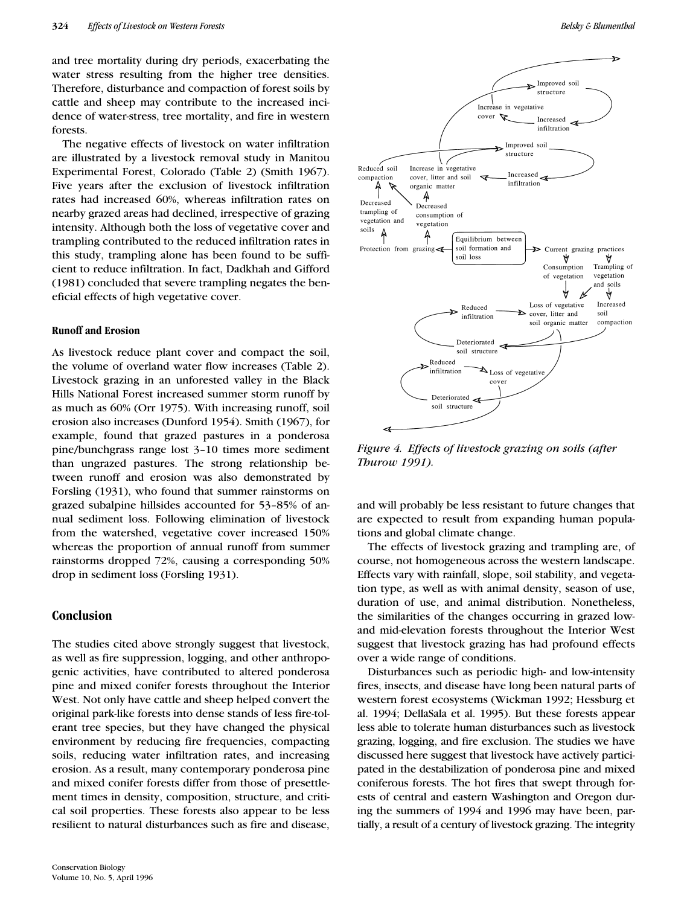and tree mortality during dry periods, exacerbating the water stress resulting from the higher tree densities. Therefore, disturbance and compaction of forest soils by cattle and sheep may contribute to the increased incidence of water-stress, tree mortality, and fire in western forests.

The negative effects of livestock on water infiltration are illustrated by a livestock removal study in Manitou Experimental Forest, Colorado (Table 2) (Smith 1967). Five years after the exclusion of livestock infiltration rates had increased 60%, whereas infiltration rates on nearby grazed areas had declined, irrespective of grazing intensity. Although both the loss of vegetative cover and trampling contributed to the reduced infiltration rates in this study, trampling alone has been found to be sufficient to reduce infiltration. In fact, Dadkhah and Gifford (1981) concluded that severe trampling negates the beneficial effects of high vegetative cover.

### Runoff and Erosion

As livestock reduce plant cover and compact the soil, the volume of overland water flow increases (Table 2). Livestock grazing in an unforested valley in the Black Hills National Forest increased summer storm runoff by as much as 60% (Orr 1975). With increasing runoff, soil erosion also increases (Dunford 1954). Smith (1967), for example, found that grazed pastures in a ponderosa pine/bunchgrass range lost 3–10 times more sediment than ungrazed pastures. The strong relationship between runoff and erosion was also demonstrated by Forsling (1931), who found that summer rainstorms on grazed subalpine hillsides accounted for 53–85% of annual sediment loss. Following elimination of livestock from the watershed, vegetative cover increased 150% whereas the proportion of annual runoff from summer rainstorms dropped 72%, causing a corresponding 50% drop in sediment loss (Forsling 1931).

## Conclusion

The studies cited above strongly suggest that livestock, as well as fire suppression, logging, and other anthropogenic activities, have contributed to altered ponderosa pine and mixed conifer forests throughout the Interior West. Not only have cattle and sheep helped convert the original park-like forests into dense stands of less fire-tolerant tree species, but they have changed the physical environment by reducing fire frequencies, compacting soils, reducing water infiltration rates, and increasing erosion. As a result, many contemporary ponderosa pine and mixed conifer forests differ from those of presettlement times in density, composition, structure, and critical soil properties. These forests also appear to be less resilient to natural disturbances such as fire and disease, and will probably be less resistant to future changes that are expected to result from expanding human populations and global climate change.

*Figure 4. Effects of livestock grazing on soils (after Thurow 1991).*

The effects of livestock grazing and trampling are, of course, not homogeneous across the western landscape. Effects vary with rainfall, slope, soil stability, and vegetation type, as well as with animal density, season of use, duration of use, and animal distribution. Nonetheless, the similarities of the changes occurring in grazed low- and mid-elevation forests throughout the Interior West suggest that livestock grazing has had profound effects over a wide range of conditions.

Disturbances such as periodic high- and low-intensity fires, insects, and disease have long been natural parts of western forest ecosystems (Wickman 1992; Hessburg et al. 1994; DellaSala et al. 1995). But these forests appear less able to tolerate human disturbances such as livestock grazing, logging, and fire exclusion. The studies we have discussed here suggest that livestock have actively participated in the destabilization of ponderosa pine and mixed coniferous forests. The hot fires that swept through forests of central and eastern Washington and Oregon during the summers of 1994 and 1996 may have been, partially, a result of a century of livestock grazing. The integrity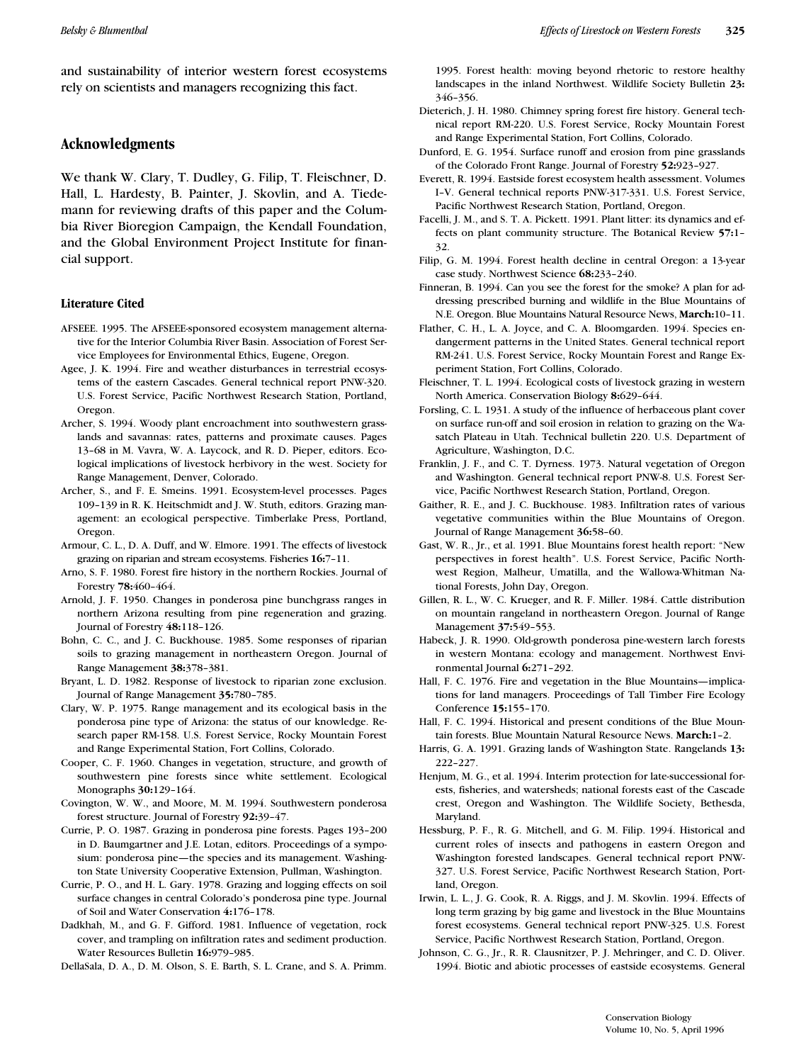and sustainability of interior western forest ecosystems rely on scientists and managers recognizing this fact.

## Acknowledgments

We thank W. Clary, T. Dudley, G. Filip, T. Fleischner, D. Hall, L. Hardesty, B. Painter, J. Skovlin, and A. Tiedemann for reviewing drafts of this paper and the Columbia River Bioregion Campaign, the Kendall Foundation, and the Global Environment Project Institute for financial support.

### Literature Cited

AFSEEE. 1995. The AFSEEE-sponsored ecosystem management alternative for the Interior Columbia River Basin. Association of Forest Service Employees for Environmental Ethics, Eugene, Oregon.

Agee, J. K. 1994. Fire and weather disturbances in terrestrial ecosystems of the eastern Cascades. General technical report PNW-320. U.S. Forest Service, Pacific Northwest Research Station, Portland, Oregon.

Archer, S. 1994. Woody plant encroachment into southwestern grasslands and savannas: rates, patterns and proximate causes. Pages 13–68 in M. Vavra, W. A. Laycock, and R. D. Pieper, editors. Ecological implications of livestock herbivory in the west. Society for Range Management, Denver, Colorado.

Archer, S., and F. E. Smeins. 1991. Ecosystem-level processes. Pages 109–139 in R. K. Heitschmidt and J. W. Stuth, editors. Grazing management: an ecological perspective. Timberlake Press, Portland, Oregon.

Armour, C. L., D. A. Duff, and W. Elmore. 1991. The effects of livestock grazing on riparian and stream ecosystems. Fisheries **16:**7–11.

Arno, S. F. 1980. Forest fire history in the northern Rockies. Journal of Forestry **78:**460–464.

Arnold, J. F. 1950. Changes in ponderosa pine bunchgrass ranges in northern Arizona resulting from pine regeneration and grazing. Journal of Forestry **48:**118–126.

Bohn, C. C., and J. C. Buckhouse. 1985. Some responses of riparian soils to grazing management in northeastern Oregon. Journal of Range Management **38:**378–381.

Bryant, L. D. 1982. Response of livestock to riparian zone exclusion. Journal of Range Management **35:**780–785.

Clary, W. P. 1975. Range management and its ecological basis in the ponderosa pine type of Arizona: the status of our knowledge. Research paper RM-158. U.S. Forest Service, Rocky Mountain Forest and Range Experimental Station, Fort Collins, Colorado.

Cooper, C. F. 1960. Changes in vegetation, structure, and growth of southwestern pine forests since white settlement. Ecological Monographs **30:**129–164.

Covington, W. W., and Moore, M. M. 1994. Southwestern ponderosa forest structure. Journal of Forestry **92:**39–47.

Currie, P. O. 1987. Grazing in ponderosa pine forests. Pages 193–200 in D. Baumgartner and J.E. Lotan, editors. Proceedings of a symposium: ponderosa pine—the species and its management. Washington State University Cooperative Extension, Pullman, Washington.

Currie, P. O., and H. L. Gary. 1978. Grazing and logging effects on soil surface changes in central Colorado's ponderosa pine type. Journal of Soil and Water Conservation **4:**176–178.

Dadkhah, M., and G. F. Gifford. 1981. Influence of vegetation, rock cover, and trampling on infiltration rates and sediment production. Water Resources Bulletin **16:**979–985.

DellaSala, D. A., D. M. Olson, S. E. Barth, S. L. Crane, and S. A. Primm. 1995. Forest health: moving beyond rhetoric to restore healthy landscapes in the inland Northwest. Wildlife Society Bulletin **23:** 346–356.

Dieterich, J. H. 1980. Chimney spring forest fire history. General technical report RM-220. U.S. Forest Service, Rocky Mountain Forest and Range Experimental Station, Fort Collins, Colorado.

Dunford, E. G. 1954. Surface runoff and erosion from pine grasslands of the Colorado Front Range. Journal of Forestry **52:**923–927.

Everett, R. 1994. Eastside forest ecosystem health assessment. Volumes I–V. General technical reports PNW-317-331. U.S. Forest Service, Pacific Northwest Research Station, Portland, Oregon.

Facelli, J. M., and S. T. A. Pickett. 1991. Plant litter: its dynamics and effects on plant community structure. The Botanical Review **57:**1–32.

Filip, G. M. 1994. Forest health decline in central Oregon: a 13-year case study. Northwest Science **68:**233–240.

Finneran, B. 1994. Can you see the forest for the smoke? A plan for addressing prescribed burning and wildlife in the Blue Mountains of N.E. Oregon. Blue Mountains Natural Resource News, **March:**10–11.

Flather, C. H., L. A. Joyce, and C. A. Bloomgarden. 1994. Species endangerment patterns in the United States. General technical report RM-241. U.S. Forest Service, Rocky Mountain Forest and Range Experiment Station, Fort Collins, Colorado.

Fleischner, T. L. 1994. Ecological costs of livestock grazing in western North America. Conservation Biology **8:**629–644.

Forsling, C. L. 1931. A study of the influence of herbaceous plant cover on surface run-off and soil erosion in relation to grazing on the Wasatch Plateau in Utah. Technical bulletin 220. U.S. Department of Agriculture, Washington, D.C.

Franklin, J. F., and C. T. Dyrness. 1973. Natural vegetation of Oregon and Washington. General technical report PNW-8. U.S. Forest Service, Pacific Northwest Research Station, Portland, Oregon.

Gaither, R. E., and J. C. Buckhouse. 1983. Infiltration rates of various vegetative communities within the Blue Mountains of Oregon. Journal of Range Management **36:**58–60.

Gast, W. R., Jr., et al. 1991. Blue Mountains forest health report: "New perspectives in forest health". U.S. Forest Service, Pacific Northwest Region, Malheur, Umatilla, and the Wallowa-Whitman National Forests, John Day, Oregon.

Gillen, R. L., W. C. Krueger, and R. F. Miller. 1984. Cattle distribution on mountain rangeland in northeastern Oregon. Journal of Range Management **37:**549–553.

Habeck, J. R. 1990. Old-growth ponderosa pine-western larch forests in western Montana: ecology and management. Northwest Environmental Journal **6:**271–292.

Hall, F. C. 1976. Fire and vegetation in the Blue Mountains—implications for land managers. Proceedings of Tall Timber Fire Ecology Conference **15:**155–170.

Hall, F. C. 1994. Historical and present conditions of the Blue Mountain forests. Blue Mountain Natural Resource News. **March:**1–2.

Harris, G. A. 1991. Grazing lands of Washington State. Rangelands **13:** 222–227.

Henjum, M. G., et al. 1994. Interim protection for late-successional forests, fisheries, and watersheds; national forests east of the Cascade crest, Oregon and Washington. The Wildlife Society, Bethesda, Maryland.

Hessburg, P. F., R. G. Mitchell, and G. M. Filip. 1994. Historical and current roles of insects and pathogens in eastern Oregon and Washington forested landscapes. General technical report PNW-327. U.S. Forest Service, Pacific Northwest Research Station, Portland, Oregon.

Irwin, L. L., J. G. Cook, R. A. Riggs, and J. M. Skovlin. 1994. Effects of long term grazing by big game and livestock in the Blue Mountains forest ecosystems. General technical report PNW-325. U.S. Forest Service, Pacific Northwest Research Station, Portland, Oregon.

Johnson, C. G., Jr., R. R. Clausnitzer, P. J. Mehringer, and C. D. Oliver. 1994. Biotic and abiotic processes of eastside ecosystems. General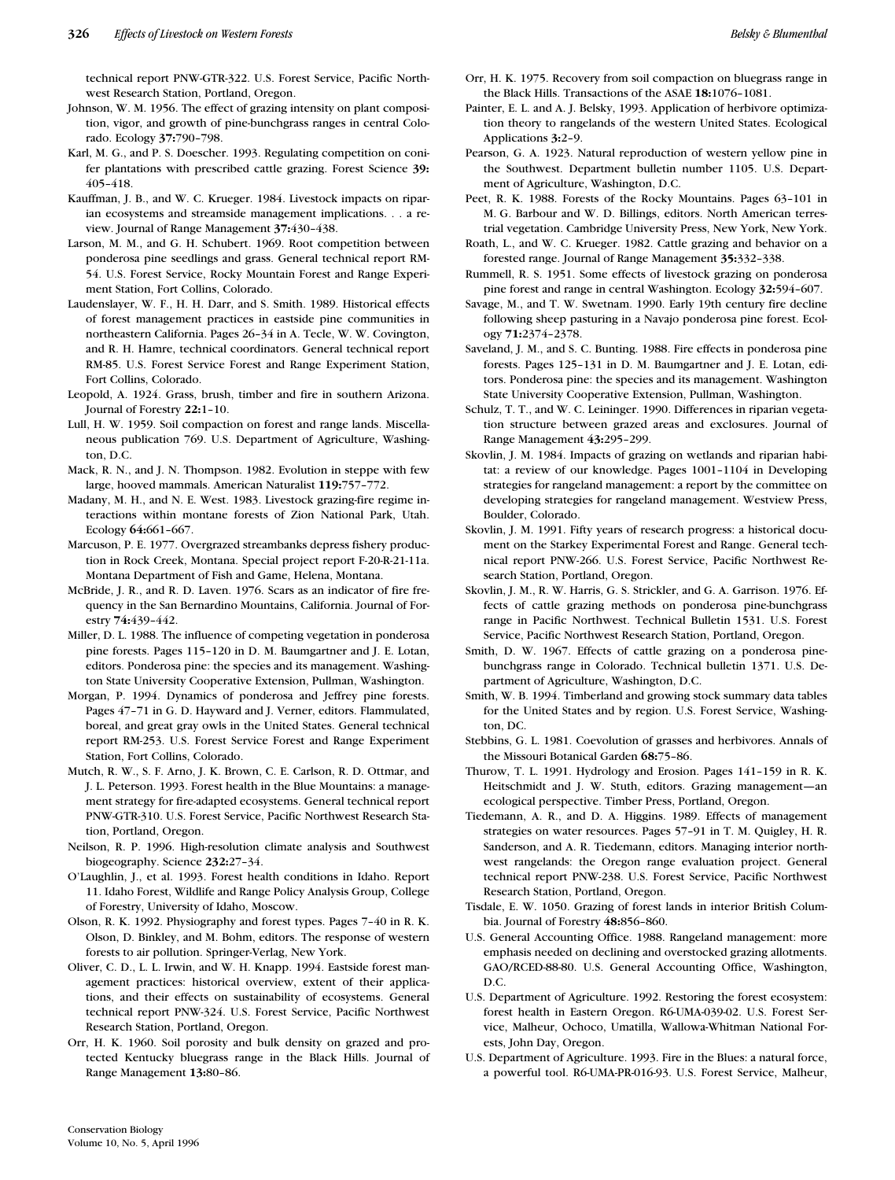technical report PNW-GTR-322. U.S. Forest Service, Pacific Northwest Research Station, Portland, Oregon.

Johnson, W. M. 1956. The effect of grazing intensity on plant composition, vigor, and growth of pine-bunchgrass ranges in central Colorado. Ecology **37:**790–798.

Karl, M. G., and P. S. Doescher. 1993. Regulating competition on conifer plantations with prescribed cattle grazing. Forest Science **39:** 405–418.

Kauffman, J. B., and W. C. Krueger. 1984. Livestock impacts on riparian ecosystems and streamside management implications. . . a review. Journal of Range Management **37:**430–438.

Larson, M. M., and G. H. Schubert. 1969. Root competition between ponderosa pine seedlings and grass. General technical report RM-54. U.S. Forest Service, Rocky Mountain Forest and Range Experiment Station, Fort Collins, Colorado.

Laudenslayer, W. F., H. H. Darr, and S. Smith. 1989. Historical effects of forest management practices in eastside pine communities in northeastern California. Pages 26–34 in A. Tecle, W. W. Covington, and R. H. Hamre, technical coordinators. General technical report RM-85. U.S. Forest Service Forest and Range Experiment Station, Fort Collins, Colorado.

Leopold, A. 1924. Grass, brush, timber and fire in southern Arizona. Journal of Forestry **22:**1–10.

Lull, H. W. 1959. Soil compaction on forest and range lands. Miscellaneous publication 769. U.S. Department of Agriculture, Washington, D.C.

Mack, R. N., and J. N. Thompson. 1982. Evolution in steppe with few large, hooved mammals. American Naturalist **119:**757–772.

Madany, M. H., and N. E. West. 1983. Livestock grazing-fire regime interactions within montane forests of Zion National Park, Utah. Ecology **64:**661–667.

Marcuson, P. E. 1977. Overgrazed streambanks depress fishery production in Rock Creek, Montana. Special project report F-20-R-21-11a. Montana Department of Fish and Game, Helena, Montana.

McBride, J. R., and R. D. Laven. 1976. Scars as an indicator of fire frequency in the San Bernardino Mountains, California. Journal of Forestry **74:**439–442.

Miller, D. L. 1988. The influence of competing vegetation in ponderosa pine forests. Pages 115–120 in D. M. Baumgartner and J. E. Lotan, editors. Ponderosa pine: the species and its management. Washington State University Cooperative Extension, Pullman, Washington.

Morgan, P. 1994. Dynamics of ponderosa and Jeffrey pine forests. Pages 47–71 in G. D. Hayward and J. Verner, editors. Flammulated, boreal, and great gray owls in the United States. General technical report RM-253. U.S. Forest Service Forest and Range Experiment Station, Fort Collins, Colorado.

Mutch, R. W., S. F. Arno, J. K. Brown, C. E. Carlson, R. D. Ottmar, and J. L. Peterson. 1993. Forest health in the Blue Mountains: a management strategy for fire-adapted ecosystems. General technical report PNW-GTR-310. U.S. Forest Service, Pacific Northwest Research Station, Portland, Oregon.

Neilson, R. P. 1996. High-resolution climate analysis and Southwest biogeography. Science **232:**27–34.

O'Laughlin, J., et al. 1993. Forest health conditions in Idaho. Report 11. Idaho Forest, Wildlife and Range Policy Analysis Group, College of Forestry, University of Idaho, Moscow.

Olson, R. K. 1992. Physiography and forest types. Pages 7–40 in R. K. Olson, D. Binkley, and M. Bohm, editors. The response of western forests to air pollution. Springer-Verlag, New York.

Oliver, C. D., L. L. Irwin, and W. H. Knapp. 1994. Eastside forest management practices: historical overview, extent of their applications, and their effects on sustainability of ecosystems. General technical report PNW-324. U.S. Forest Service, Pacific Northwest Research Station, Portland, Oregon.

Orr, H. K. 1960. Soil porosity and bulk density on grazed and protected Kentucky bluegrass range in the Black Hills. Journal of Range Management **13:**80–86.

Orr, H. K. 1975. Recovery from soil compaction on bluegrass range in the Black Hills. Transactions of the ASAE **18:**1076–1081.

Painter, E. L. and A. J. Belsky, 1993. Application of herbivore optimization theory to rangelands of the western United States. Ecological Applications **3:**2–9.

Pearson, G. A. 1923. Natural reproduction of western yellow pine in the Southwest. Department bulletin number 1105. U.S. Department of Agriculture, Washington, D.C.

Peet, R. K. 1988. Forests of the Rocky Mountains. Pages 63–101 in M. G. Barbour and W. D. Billings, editors. North American terrestrial vegetation. Cambridge University Press, New York, New York.

Roath, L., and W. C. Krueger. 1982. Cattle grazing and behavior on a forested range. Journal of Range Management **35:**332–338.

Rummell, R. S. 1951. Some effects of livestock grazing on ponderosa pine forest and range in central Washington. Ecology **32:**594–607.

Savage, M., and T. W. Swetnam. 1990. Early 19th century fire decline following sheep pasturing in a Navajo ponderosa pine forest. Ecology **71:**2374–2378.

Saveland, J. M., and S. C. Bunting. 1988. Fire effects in ponderosa pine forests. Pages 125–131 in D. M. Baumgartner and J. E. Lotan, editors. Ponderosa pine: the species and its management. Washington State University Cooperative Extension, Pullman, Washington.

Schulz, T. T., and W. C. Leininger. 1990. Differences in riparian vegetation structure between grazed areas and exclosures. Journal of Range Management **43:**295–299.

Skovlin, J. M. 1984. Impacts of grazing on wetlands and riparian habitat: a review of our knowledge. Pages 1001–1104 in Developing strategies for rangeland management: a report by the committee on developing strategies for rangeland management. Westview Press, Boulder, Colorado.

Skovlin, J. M. 1991. Fifty years of research progress: a historical document on the Starkey Experimental Forest and Range. General technical report PNW-266. U.S. Forest Service, Pacific Northwest Research Station, Portland, Oregon.

Skovlin, J. M., R. W. Harris, G. S. Strickler, and G. A. Garrison. 1976. Effects of cattle grazing methods on ponderosa pine-bunchgrass range in Pacific Northwest. Technical Bulletin 1531. U.S. Forest Service, Pacific Northwest Research Station, Portland, Oregon.

Smith, D. W. 1967. Effects of cattle grazing on a ponderosa pine-bunchgrass range in Colorado. Technical bulletin 1371. U.S. Department of Agriculture, Washington, D.C.

Smith, W. B. 1994. Timberland and growing stock summary data tables for the United States and by region. U.S. Forest Service, Washington, DC.

Stebbins, G. L. 1981. Coevolution of grasses and herbivores. Annals of the Missouri Botanical Garden **68:**75–86.

Thurow, T. L. 1991. Hydrology and Erosion. Pages 141–159 in R. K. Heitschmidt and J. W. Stuth, editors. Grazing management—an ecological perspective. Timber Press, Portland, Oregon.

Tiedemann, A. R., and D. A. Higgins. 1989. Effects of management strategies on water resources. Pages 57–91 in T. M. Quigley, H. R. Sanderson, and A. R. Tiedemann, editors. Managing interior northwest rangelands: the Oregon range evaluation project. General technical report PNW-238. U.S. Forest Service, Pacific Northwest Research Station, Portland, Oregon.

Tisdale, E. W. 1050. Grazing of forest lands in interior British Columbia. Journal of Forestry **48:**856–860.

U.S. General Accounting Office. 1988. Rangeland management: more emphasis needed on declining and overstocked grazing allotments. GAO/RCED-88-80. U.S. General Accounting Office, Washington, D.C.

U.S. Department of Agriculture. 1992. Restoring the forest ecosystem: forest health in Eastern Oregon. R6-UMA-039-02. U.S. Forest Service, Malheur, Ochoco, Umatilla, Wallowa-Whitman National Forests, John Day, Oregon.

U.S. Department of Agriculture. 1993. Fire in the Blues: a natural force, a powerful tool. R6-UMA-PR-016-93. U.S. Forest Service, Malheur,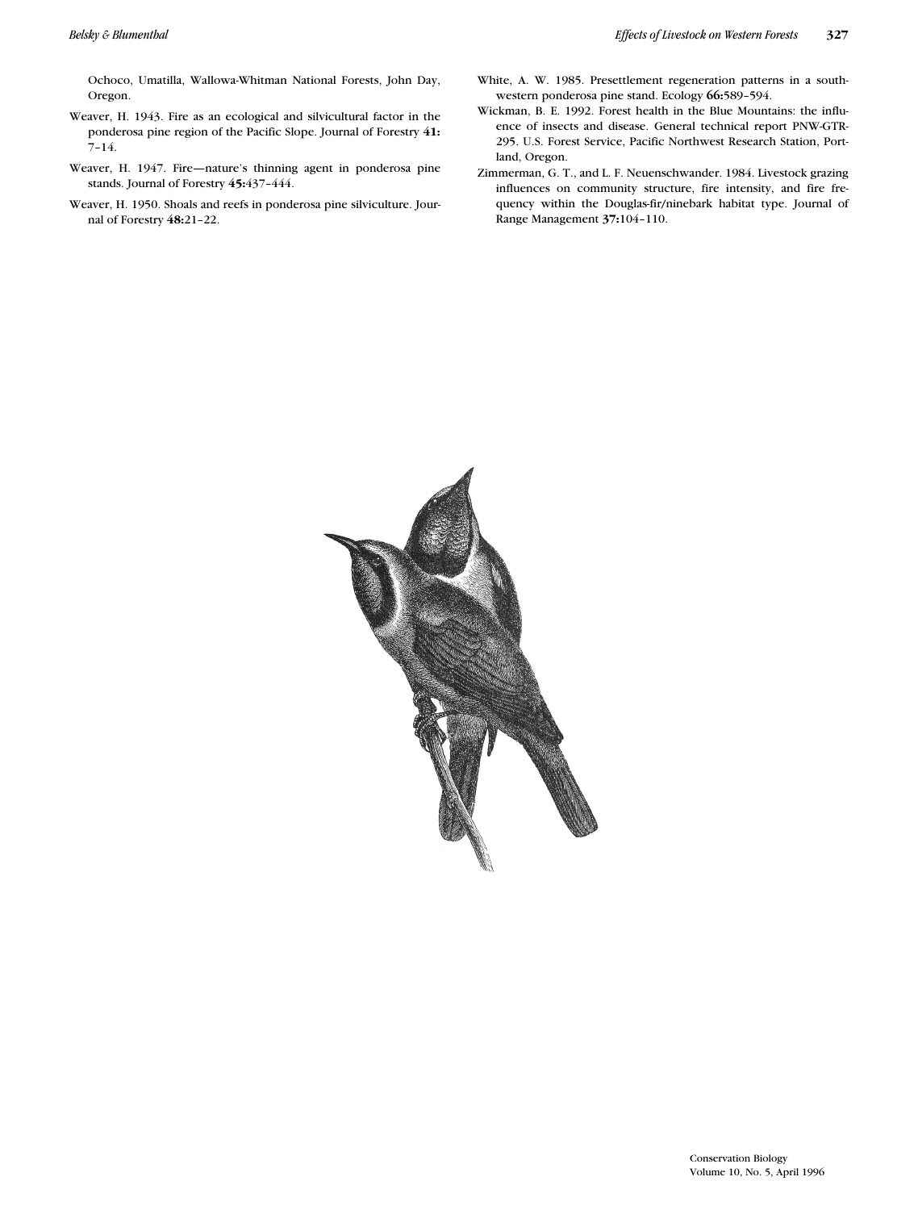Ochoco, Umatilla, Wallowa-Whitman National Forests, John Day, Oregon.

Weaver, H. 1943. Fire as an ecological and silvicultural factor in the ponderosa pine region of the Pacific Slope. Journal of Forestry **41:** 7–14.

Weaver, H. 1947. Fire—nature's thinning agent in ponderosa pine stands. Journal of Forestry **45:**437–444.

Weaver, H. 1950. Shoals and reefs in ponderosa pine silviculture. Journal of Forestry **48:**21–22.

White, A. W. 1985. Presettlement regeneration patterns in a southwestern ponderosa pine stand. Ecology **66:**589–594.

Wickman, B. E. 1992. Forest health in the Blue Mountains: the influence of insects and disease. General technical report PNW-GTR-295. U.S. Forest Service, Pacific Northwest Research Station, Portland, Oregon.

Zimmerman, G. T., and L. F. Neuenschwander. 1984. Livestock grazing influences on community structure, fire intensity, and fire frequency within the Douglas-fir/ninebark habitat type. Journal of Range Management **37:**104–110.